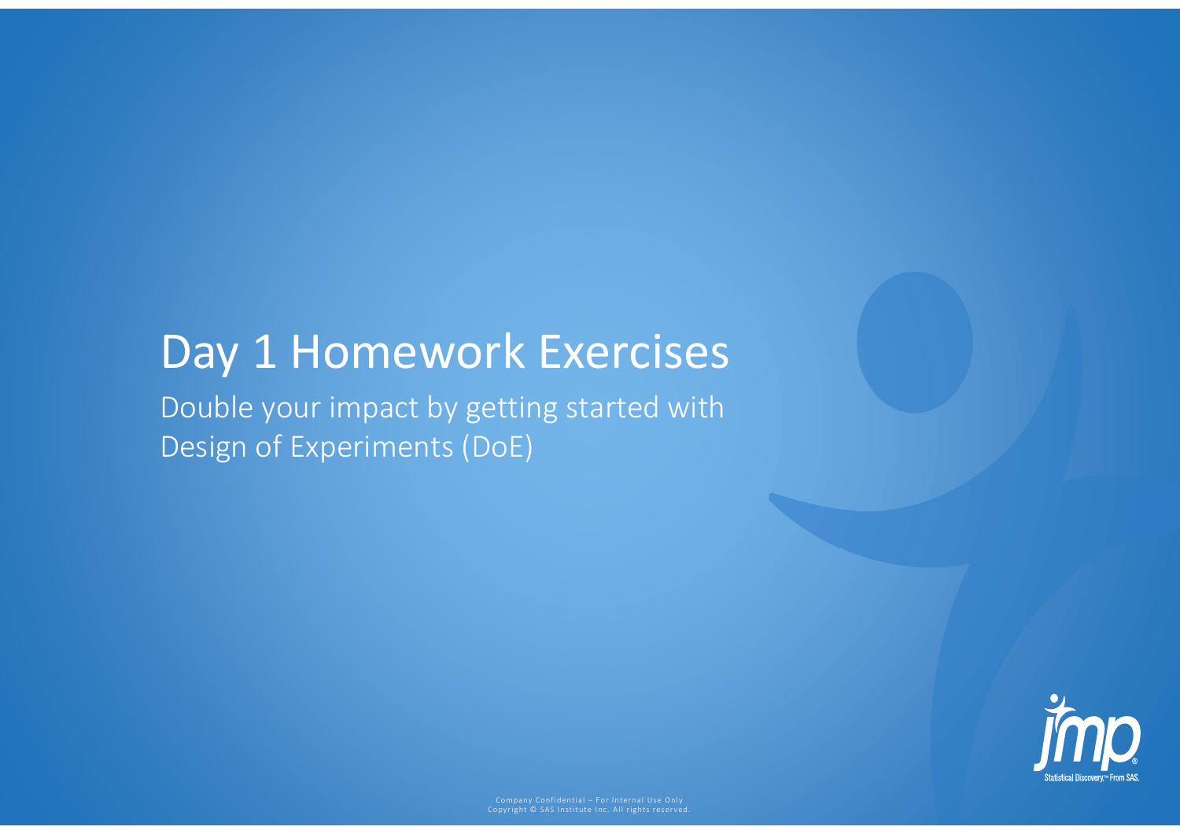# Day 1 Homework Exercises

Double your impact by getting started with Design of Experiments (DoE)

Company Confidential – For Internal Use Only
Copyright © SAS Institute Inc. All rights reserved.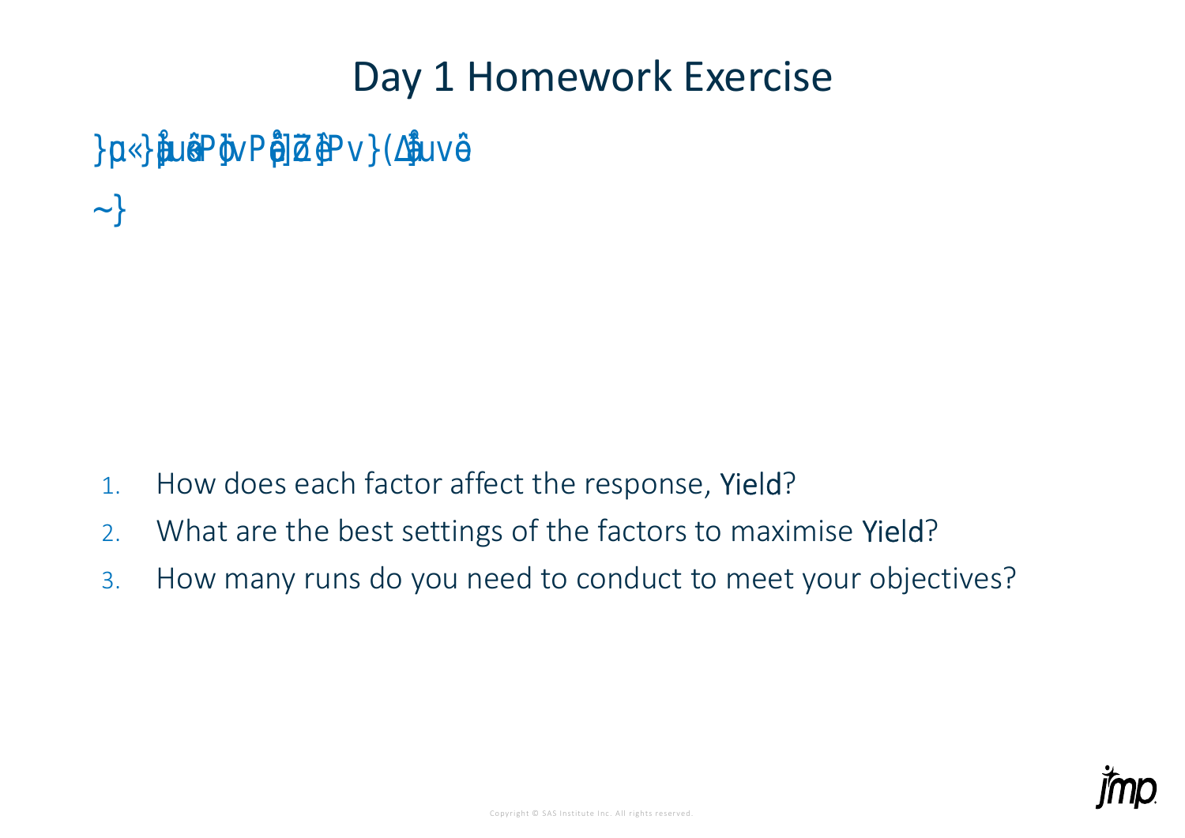# Day 1 Homework Exercise

}p«}ĵuêPĵvPêĵžêPv}(Δĵuvê

~}

1. How does each factor affect the response, Yield?
2. What are the best settings of the factors to maximise Yield?
3. How many runs do you need to conduct to meet your objectives?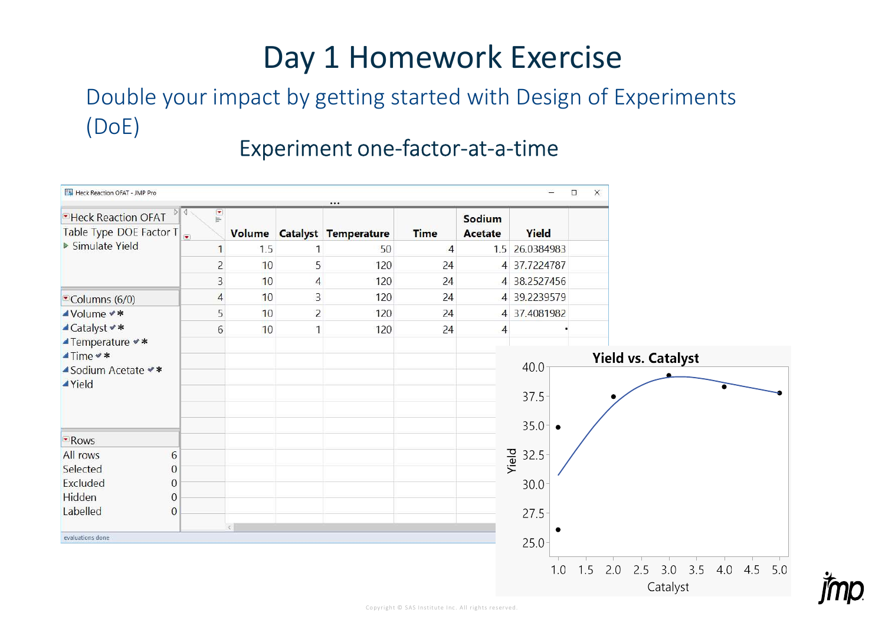# Day 1 Homework Exercise

## Double your impact by getting started with Design of Experiments (DoE)

### Experiment one-factor-at-a-time

Heck Reaction OFAT - JMP Pro

Heck Reaction OFAT
Table Type DOE Factor T
Simulate Yield

Columns (6/0)
- Volume
- Catalyst
- Temperature
- Time
- Sodium Acetate
- Yield

Rows

| | |
|---|---|
| All rows | 6 |
| Selected | 0 |
| Excluded | 0 |
| Hidden | 0 |
| Labelled | 0 |

| | Volume | Catalyst | Temperature | Time | Sodium Acetate | Yield |
|---|---|---|---|---|---|---|
| 1 | 1.5 | 1 | 50 | 4 | 1.5 | 26.0384983 |
| 2 | 10 | 5 | 120 | 24 | 4 | 37.7224787 |
| 3 | 10 | 4 | 120 | 24 | 4 | 38.2527456 |
| 4 | 10 | 3 | 120 | 24 | 4 | 39.2239579 |
| 5 | 10 | 2 | 120 | 24 | 4 | 37.4081982 |
| 6 | 10 | 1 | 120 | 24 | 4 | • |

evaluations done

**Yield vs. Catalyst**

Yield (25.0 – 40.0) vs. Catalyst (1.0 – 5.0)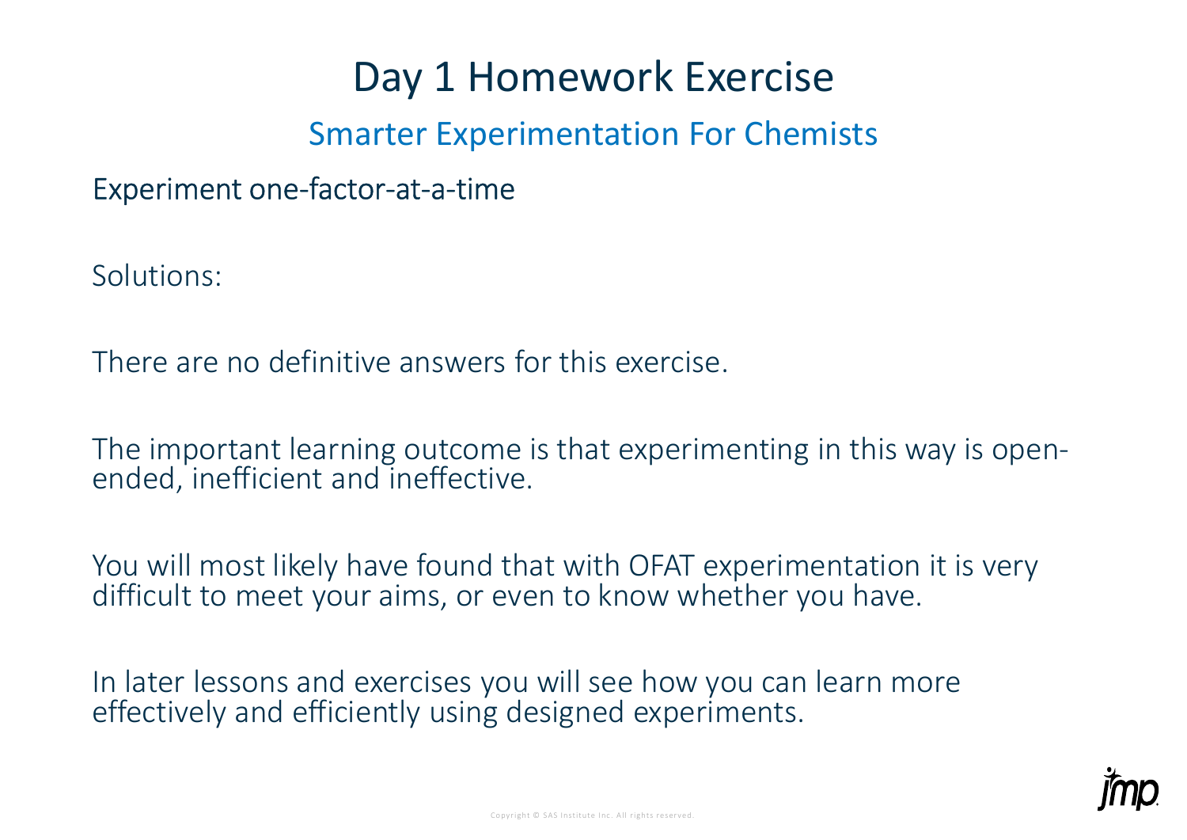# Day 1 Homework Exercise

## Smarter Experimentation For Chemists

Experiment one-factor-at-a-time

Solutions:

There are no definitive answers for this exercise.

The important learning outcome is that experimenting in this way is open-ended, inefficient and ineffective.

You will most likely have found that with OFAT experimentation it is very difficult to meet your aims, or even to know whether you have.

In later lessons and exercises you will see how you can learn more effectively and efficiently using designed experiments.